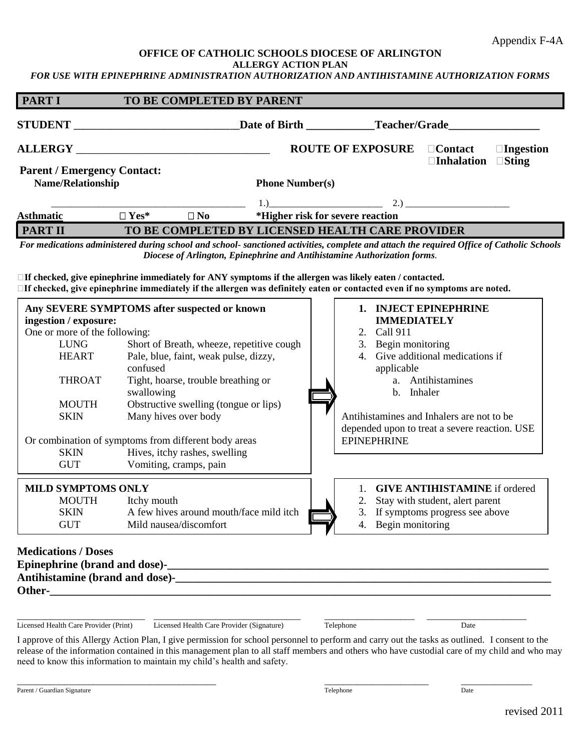Appendix F-4A

**OFFICE OF CATHOLIC SCHOOLS DIOCESE OF ARLINGTON**
**ALLERGY ACTION PLAN**
***FOR USE WITH EPINEPHRINE ADMINISTRATION AUTHORIZATION AND ANTIHISTAMINE AUTHORIZATION FORMS***

## PART I TO BE COMPLETED BY PARENT

**STUDENT** ______________________________ **Date of Birth** ____________ **Teacher/Grade** ________________

**ALLERGY** ___________________________________ **ROUTE OF EXPOSURE** ☐**Contact** ☐**Ingestion** ☐**Inhalation** ☐**Sting**

**Parent / Emergency Contact:**

**Name/Relationship** **Phone Number(s)**

_______________________________________ 1.)_______________________ 2.) _____________________

**Asthmatic** ☐ **Yes*** ☐ **No** ***Higher risk for severe reaction**

## PART II TO BE COMPLETED BY LICENSED HEALTH CARE PROVIDER

***For medications administered during school and school- sanctioned activities, complete and attach the required Office of Catholic Schools Diocese of Arlington, Epinephrine and Antihistamine Authorization forms.***

☐**If checked, give epinephrine immediately for ANY symptoms if the allergen was likely eaten / contacted.**
☐**If checked, give epinephrine immediately if the allergen was definitely eaten or contacted even if no symptoms are noted.**

| Symptoms | | Action |
|---|---|---|
| **Any SEVERE SYMPTOMS after suspected or known ingestion / exposure:**<br>One or more of the following:<br>LUNG — Short of Breath, wheeze, repetitive cough<br>HEART — Pale, blue, faint, weak pulse, dizzy, confused<br>THROAT — Tight, hoarse, trouble breathing or swallowing<br>MOUTH — Obstructive swelling (tongue or lips)<br>SKIN — Many hives over body<br><br>Or combination of symptoms from different body areas<br>SKIN — Hives, itchy rashes, swelling<br>GUT — Vomiting, cramps, pain | ⇨ | 1. **INJECT EPINEPHRINE IMMEDIATELY**<br>2. Call 911<br>3. Begin monitoring<br>4. Give additional medications if applicable<br>a. Antihistamines<br>b. Inhaler<br><br>Antihistamines and Inhalers are not to be depended upon to treat a severe reaction. USE EPINEPHRINE |
| **MILD SYMPTOMS ONLY**<br>MOUTH — Itchy mouth<br>SKIN — A few hives around mouth/face mild itch<br>GUT — Mild nausea/discomfort | ⇨ | 1. **GIVE ANTIHISTAMINE** if ordered<br>2. Stay with student, alert parent<br>3. If symptoms progress see above<br>4. Begin monitoring |

**Medications / Doses**

**Epinephrine (brand and dose)-**_________________________________________________________________

**Antihistamine (brand and dose)-**________________________________________________________________

**Other-**_____________________________________________________________________________________

___________________________ ________________________________ ____________________ _____________________

Licensed Health Care Provider (Print) Licensed Health Care Provider (Signature) Telephone Date

I approve of this Allergy Action Plan, I give permission for school personnel to perform and carry out the tasks as outlined. I consent to the release of the information contained in this management plan to all staff members and others who have custodial care of my child and who may need to know this information to maintain my child's health and safety.

___________________________________________ _______________________ _______________

Parent / Guardian Signature Telephone Date

revised 2011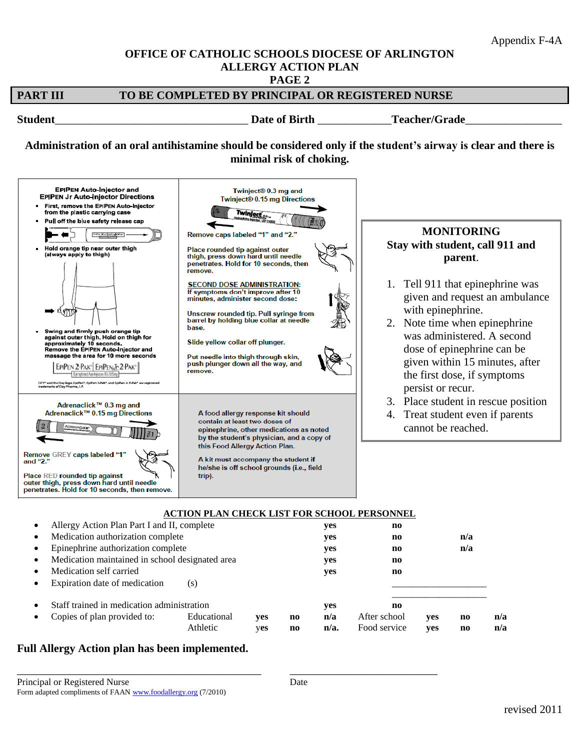Appendix F-4A

# OFFICE OF CATHOLIC SCHOOLS DIOCESE OF ARLINGTON
## ALLERGY ACTION PLAN
## PAGE 2

**PART III — TO BE COMPLETED BY PRINCIPAL OR REGISTERED NURSE**

**Student**__________________________________ **Date of Birth** ____________**Teacher/Grade**________________

**Administration of an oral antihistamine should be considered only if the student's airway is clear and there is minimal risk of choking.**

**EPIPEN Auto-Injector and EPIPEN Jr Auto-Injector Directions**

- First, remove the EPIPEN Auto-Injector from the plastic carrying case
- Pull off the blue safety release cap
- Hold orange tip near outer thigh (always apply to thigh)
- Swing and firmly push orange tip against outer thigh. Hold on thigh for approximately 10 seconds. Remove the EPIPEN Auto-Injector and massage the area for 10 more seconds

EPIPEN 2-PAK® | EPIPEN Jr 2-PAK®

DEY® and the Dey logo, EpiPen®, EpiPen 2-Pak®, and EpiPen Jr 2-Pak® are registered trademarks of Dey Pharma, L.P.

**Twinject® 0.3 mg and Twinject® 0.15 mg Directions**

Remove caps labeled "1" and "2."

Place rounded tip against outer thigh, press down hard until needle penetrates. Hold for 10 seconds, then remove.

**SECOND DOSE ADMINISTRATION:** If symptoms don't improve after 10 minutes, administer second dose:

Unscrew rounded tip. Pull syringe from barrel by holding blue collar at needle base.

Slide yellow collar off plunger.

Put needle into thigh through skin, push plunger down all the way, and remove.

**Adrenaclick™ 0.3 mg and Adrenaclick™ 0.15 mg Directions**

Remove GREY caps labeled "1" and "2."

Place RED rounded tip against outer thigh, press down hard until needle penetrates. Hold for 10 seconds, then remove.

A food allergy response kit should contain at least two doses of epinephrine, other medications as noted by the student's physician, and a copy of this Food Allergy Action Plan.

A kit must accompany the student if he/she is off school grounds (i.e., field trip).

**MONITORING**
**Stay with student, call 911 and parent.**

1. Tell 911 that epinephrine was given and request an ambulance with epinephrine.
2. Note time when epinephrine was administered. A second dose of epinephrine can be given within 15 minutes, after the first dose, if symptoms persist or recur.
3. Place student in rescue position
4. Treat student even if parents cannot be reached.

**ACTION PLAN CHECK LIST FOR SCHOOL PERSONNEL**

- Allergy Action Plan Part I and II, complete — **yes** **no**
- Medication authorization complete — **yes** **no** **n/a**
- Epinephrine authorization complete — **yes** **no** **n/a**
- Medication maintained in school designated area — **yes** **no**
- Medication self carried — **yes** **no**
- Expiration date of medication (s) ____________________ ____________________
- Staff trained in medication administration — **yes** **no**
- Copies of plan provided to:

| | | | | | | | |
|---|---|---|---|---|---|---|---|
| Educational | yes | no | n/a | After school | yes | no | n/a |
| Athletic | yes | no | n/a. | Food service | yes | no | n/a |

**Full Allergy Action plan has been implemented.**

_______________________________________________ ______________________________

Principal or Registered Nurse — Date

Form adapted compliments of FAAN www.foodallergy.org (7/2010)

revised 2011